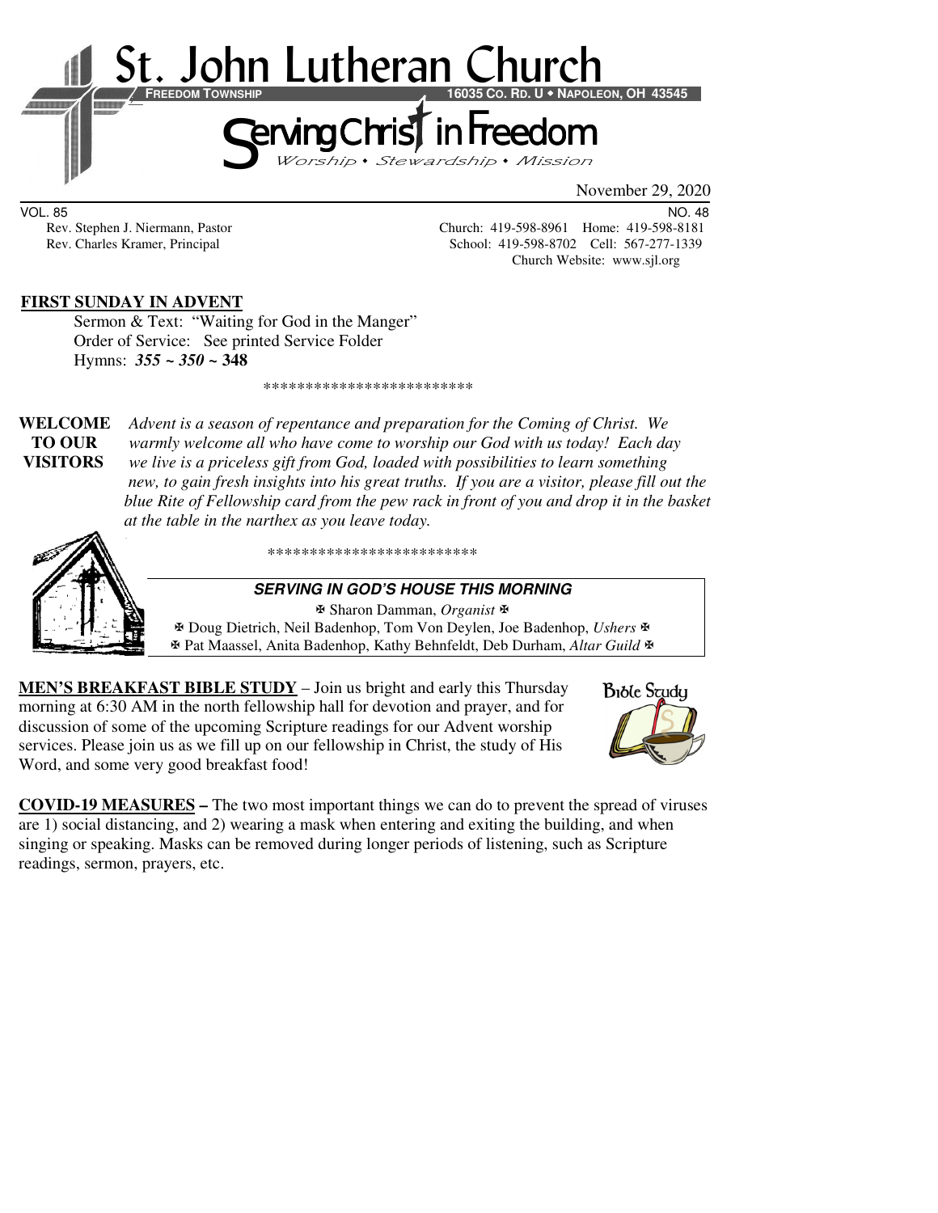# St. John Lutheran Church

**FREEDOM TOWNSHIP** **16035 CO. RD. U • NAPOLEON, OH 43545**

## Serving Christ in Freedom

*Worship • Stewardship • Mission*

November 29, 2020

VOL. 85 NO. 48

Rev. Stephen J. Niermann, Pastor — Church: 419-598-8961 Home: 419-598-8181

Rev. Charles Kramer, Principal — School: 419-598-8702 Cell: 567-277-1339

Church Website: www.sjl.org

**FIRST SUNDAY IN ADVENT**

Sermon & Text: "Waiting for God in the Manger"

Order of Service: See printed Service Folder

Hymns: ***355 ~ 350 ~*** **348**

*************************

**WELCOME TO OUR VISITORS** *Advent is a season of repentance and preparation for the Coming of Christ. We warmly welcome all who have come to worship our God with us today! Each day we live is a priceless gift from God, loaded with possibilities to learn something new, to gain fresh insights into his great truths. If you are a visitor, please fill out the blue Rite of Fellowship card from the pew rack in front of you and drop it in the basket at the table in the narthex as you leave today.*

*************************

***SERVING IN GOD'S HOUSE THIS MORNING***

✠ Sharon Damman, *Organist* ✠

✠ Doug Dietrich, Neil Badenhop, Tom Von Deylen, Joe Badenhop, *Ushers* ✠

✠ Pat Maassel, Anita Badenhop, Kathy Behnfeldt, Deb Durham, *Altar Guild* ✠

**MEN'S BREAKFAST BIBLE STUDY** – Join us bright and early this Thursday morning at 6:30 AM in the north fellowship hall for devotion and prayer, and for discussion of some of the upcoming Scripture readings for our Advent worship services. Please join us as we fill up on our fellowship in Christ, the study of His Word, and some very good breakfast food!

**COVID-19 MEASURES –** The two most important things we can do to prevent the spread of viruses are 1) social distancing, and 2) wearing a mask when entering and exiting the building, and when singing or speaking. Masks can be removed during longer periods of listening, such as Scripture readings, sermon, prayers, etc.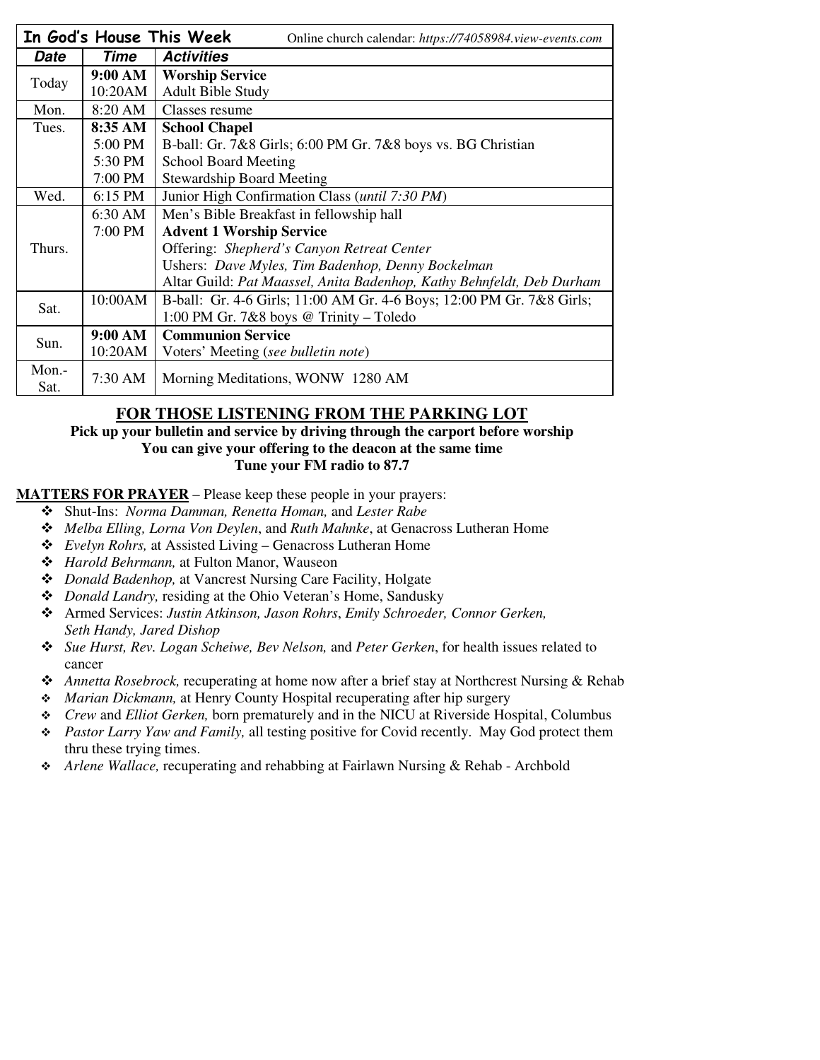| **In God's House This Week** | | Online church calendar: *https://74058984.view-events.com* |
|---|---|---|
| ***Date*** | ***Time*** | ***Activities*** |
| Today | **9:00 AM** | **Worship Service** |
| | 10:20AM | Adult Bible Study |
| Mon. | 8:20 AM | Classes resume |
| Tues. | **8:35 AM** | **School Chapel** |
| | 5:00 PM | B-ball: Gr. 7&8 Girls; 6:00 PM Gr. 7&8 boys vs. BG Christian |
| | 5:30 PM | School Board Meeting |
| | 7:00 PM | Stewardship Board Meeting |
| Wed. | 6:15 PM | Junior High Confirmation Class (*until 7:30 PM*) |
| Thurs. | 6:30 AM | Men's Bible Breakfast in fellowship hall |
| | 7:00 PM | **Advent 1 Worship Service** |
| | | Offering: *Shepherd's Canyon Retreat Center* |
| | | Ushers: *Dave Myles, Tim Badenhop, Denny Bockelman* |
| | | Altar Guild: *Pat Maassel, Anita Badenhop, Kathy Behnfeldt, Deb Durham* |
| Sat. | 10:00AM | B-ball: Gr. 4-6 Girls; 11:00 AM Gr. 4-6 Boys; 12:00 PM Gr. 7&8 Girls; 1:00 PM Gr. 7&8 boys @ Trinity – Toledo |
| Sun. | **9:00 AM** | **Communion Service** |
| | 10:20AM | Voters' Meeting (*see bulletin note*) |
| Mon.-Sat. | 7:30 AM | Morning Meditations, WONW 1280 AM |

## FOR THOSE LISTENING FROM THE PARKING LOT

**Pick up your bulletin and service by driving through the carport before worship**
**You can give your offering to the deacon at the same time**
**Tune your FM radio to 87.7**

**MATTERS FOR PRAYER** – Please keep these people in your prayers:

- Shut-Ins: *Norma Damman, Renetta Homan,* and *Lester Rabe*
- *Melba Elling, Lorna Von Deylen*, and *Ruth Mahnke*, at Genacross Lutheran Home
- *Evelyn Rohrs,* at Assisted Living – Genacross Lutheran Home
- *Harold Behrmann,* at Fulton Manor, Wauseon
- *Donald Badenhop,* at Vancrest Nursing Care Facility, Holgate
- *Donald Landry,* residing at the Ohio Veteran's Home, Sandusky
- Armed Services: *Justin Atkinson, Jason Rohrs*, *Emily Schroeder, Connor Gerken, Seth Handy, Jared Dishop*
- *Sue Hurst, Rev. Logan Scheiwe, Bev Nelson,* and *Peter Gerken*, for health issues related to cancer
- *Annetta Rosebrock,* recuperating at home now after a brief stay at Northcrest Nursing & Rehab
- *Marian Dickmann,* at Henry County Hospital recuperating after hip surgery
- *Crew* and *Elliot Gerken,* born prematurely and in the NICU at Riverside Hospital, Columbus
- *Pastor Larry Yaw and Family,* all testing positive for Covid recently. May God protect them thru these trying times.
- *Arlene Wallace,* recuperating and rehabbing at Fairlawn Nursing & Rehab - Archbold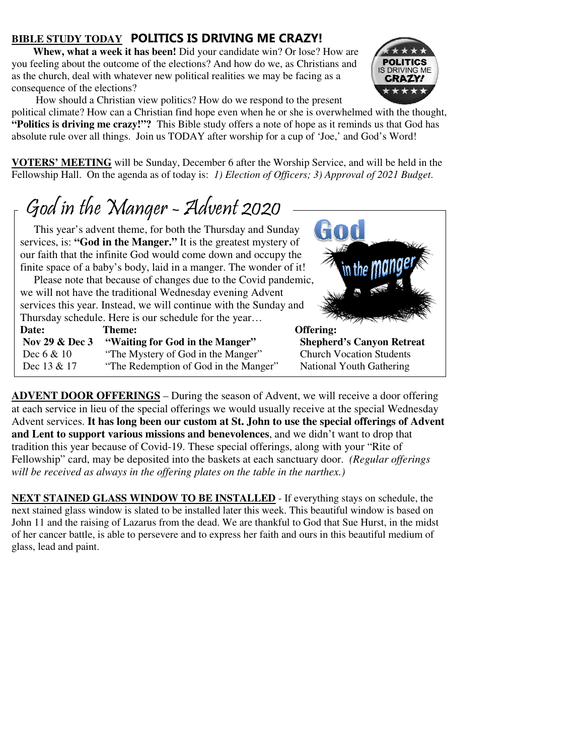**BIBLE STUDY TODAY** **POLITICS IS DRIVING ME CRAZY!**

**Whew, what a week it has been!** Did your candidate win? Or lose? How are you feeling about the outcome of the elections? And how do we, as Christians and as the church, deal with whatever new political realities we may be facing as a consequence of the elections?

How should a Christian view politics? How do we respond to the present political climate? How can a Christian find hope even when he or she is overwhelmed with the thought, **"Politics is driving me crazy!"?** This Bible study offers a note of hope as it reminds us that God has absolute rule over all things. Join us TODAY after worship for a cup of 'Joe,' and God's Word!

**VOTERS' MEETING** will be Sunday, December 6 after the Worship Service, and will be held in the Fellowship Hall. On the agenda as of today is: *1) Election of Officers; 3) Approval of 2021 Budget.*

## God in the Manger - Advent 2020

This year's advent theme, for both the Thursday and Sunday services, is: **"God in the Manger."** It is the greatest mystery of our faith that the infinite God would come down and occupy the finite space of a baby's body, laid in a manger. The wonder of it!

Please note that because of changes due to the Covid pandemic, we will not have the traditional Wednesday evening Advent services this year. Instead, we will continue with the Sunday and Thursday schedule. Here is our schedule for the year…

| Date: | Theme: | Offering: |
|---|---|---|
| **Nov 29 & Dec 3** | **"Waiting for God in the Manger"** | **Shepherd's Canyon Retreat** |
| Dec 6 & 10 | "The Mystery of God in the Manger" | Church Vocation Students |
| Dec 13 & 17 | "The Redemption of God in the Manger" | National Youth Gathering |

**ADVENT DOOR OFFERINGS** – During the season of Advent, we will receive a door offering at each service in lieu of the special offerings we would usually receive at the special Wednesday Advent services. **It has long been our custom at St. John to use the special offerings of Advent and Lent to support various missions and benevolences**, and we didn't want to drop that tradition this year because of Covid-19. These special offerings, along with your "Rite of Fellowship" card, may be deposited into the baskets at each sanctuary door. *(Regular offerings will be received as always in the offering plates on the table in the narthex.)*

**NEXT STAINED GLASS WINDOW TO BE INSTALLED** - If everything stays on schedule, the next stained glass window is slated to be installed later this week. This beautiful window is based on John 11 and the raising of Lazarus from the dead. We are thankful to God that Sue Hurst, in the midst of her cancer battle, is able to persevere and to express her faith and ours in this beautiful medium of glass, lead and paint.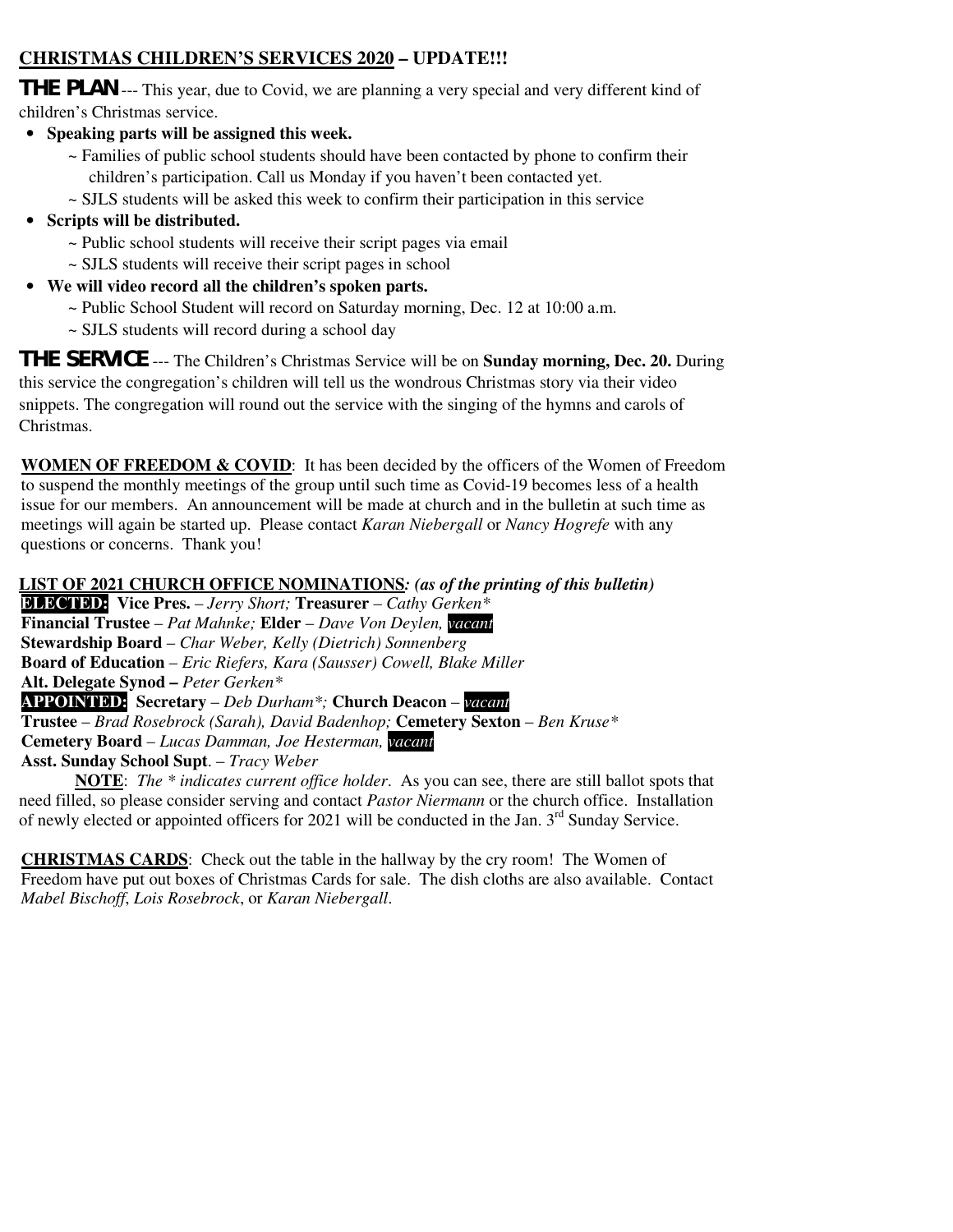## CHRISTMAS CHILDREN'S SERVICES 2020 – UPDATE!!!

**THE PLAN**--- This year, due to Covid, we are planning a very special and very different kind of children's Christmas service.

- **Speaking parts will be assigned this week.**
  - ~ Families of public school students should have been contacted by phone to confirm their children's participation. Call us Monday if you haven't been contacted yet.
  - ~ SJLS students will be asked this week to confirm their participation in this service
- **Scripts will be distributed.**
  - ~ Public school students will receive their script pages via email
  - ~ SJLS students will receive their script pages in school
- **We will video record all the children's spoken parts.**
  - ~ Public School Student will record on Saturday morning, Dec. 12 at 10:00 a.m.
  - ~ SJLS students will record during a school day

**THE SERVICE** --- The Children's Christmas Service will be on **Sunday morning, Dec. 20.** During this service the congregation's children will tell us the wondrous Christmas story via their video snippets. The congregation will round out the service with the singing of the hymns and carols of Christmas.

**WOMEN OF FREEDOM & COVID**: It has been decided by the officers of the Women of Freedom to suspend the monthly meetings of the group until such time as Covid-19 becomes less of a health issue for our members. An announcement will be made at church and in the bulletin at such time as meetings will again be started up. Please contact *Karan Niebergall* or *Nancy Hogrefe* with any questions or concerns. Thank you!

**LIST OF 2021 CHURCH OFFICE NOMINATIONS*: (as of the printing of this bulletin)***

**ELECTED:** **Vice Pres.** – *Jerry Short;* **Treasurer** – *Cathy Gerken**
**Financial Trustee** – *Pat Mahnke;* **Elder** – *Dave Von Deylen, vacant*
**Stewardship Board** – *Char Weber, Kelly (Dietrich) Sonnenberg*
**Board of Education** – *Eric Riefers, Kara (Sausser) Cowell, Blake Miller*
**Alt. Delegate Synod –** *Peter Gerken**
**APPOINTED:** **Secretary** – *Deb Durham*;* **Church Deacon** – *vacant*
**Trustee** – *Brad Rosebrock (Sarah), David Badenhop;* **Cemetery Sexton** – *Ben Kruse**
**Cemetery Board** – *Lucas Damman, Joe Hesterman, vacant*
**Asst. Sunday School Supt**. – *Tracy Weber*

**NOTE**: *The * indicates current office holder*. As you can see, there are still ballot spots that need filled, so please consider serving and contact *Pastor Niermann* or the church office. Installation of newly elected or appointed officers for 2021 will be conducted in the Jan. 3rd Sunday Service.

**CHRISTMAS CARDS**: Check out the table in the hallway by the cry room! The Women of Freedom have put out boxes of Christmas Cards for sale. The dish cloths are also available. Contact *Mabel Bischoff*, *Lois Rosebrock*, or *Karan Niebergall*.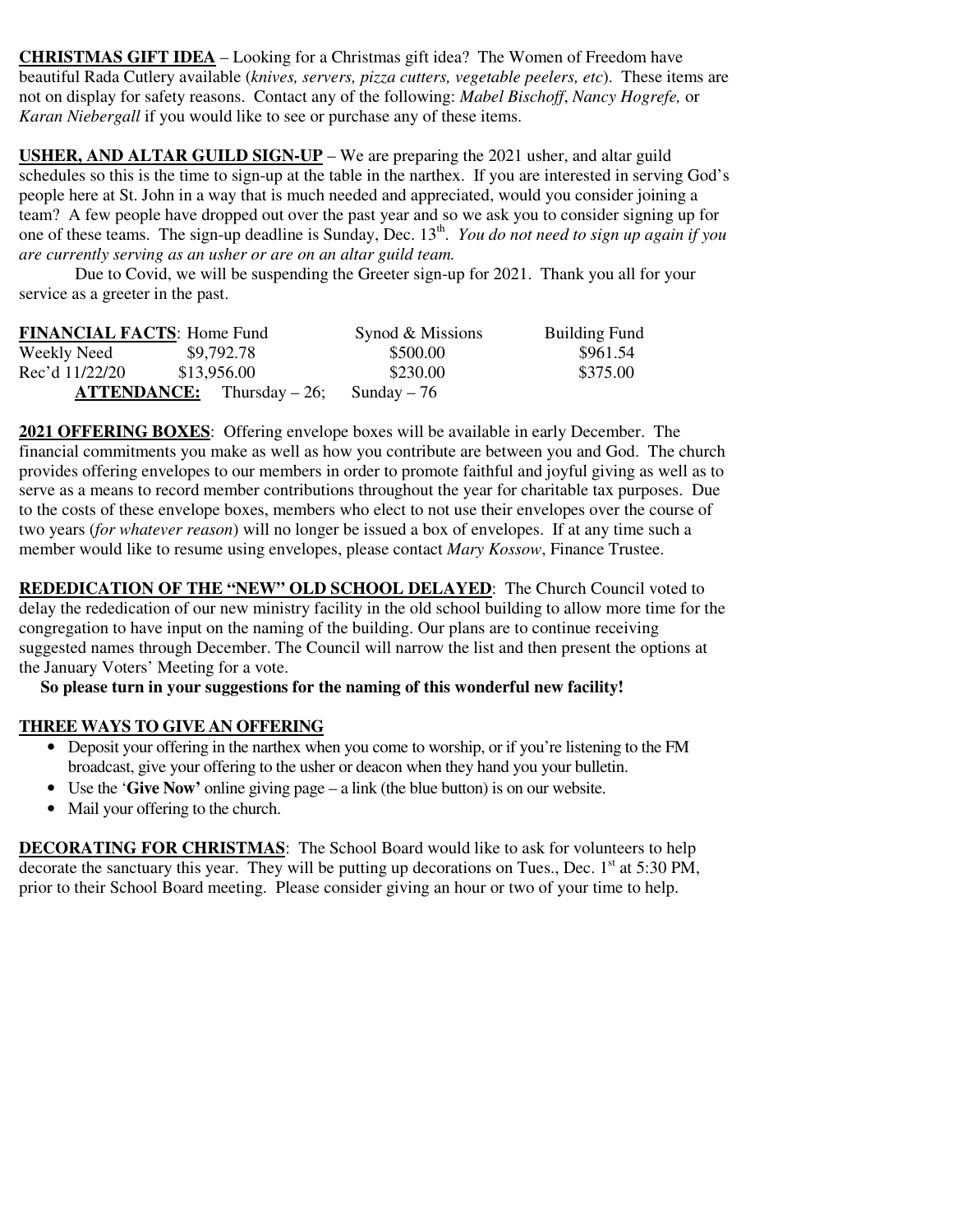**CHRISTMAS GIFT IDEA** – Looking for a Christmas gift idea? The Women of Freedom have beautiful Rada Cutlery available (*knives, servers, pizza cutters, vegetable peelers, etc*). These items are not on display for safety reasons. Contact any of the following: *Mabel Bischoff*, *Nancy Hogrefe,* or *Karan Niebergall* if you would like to see or purchase any of these items.

**USHER, AND ALTAR GUILD SIGN-UP** – We are preparing the 2021 usher, and altar guild schedules so this is the time to sign-up at the table in the narthex. If you are interested in serving God's people here at St. John in a way that is much needed and appreciated, would you consider joining a team? A few people have dropped out over the past year and so we ask you to consider signing up for one of these teams. The sign-up deadline is Sunday, Dec. 13th. *You do not need to sign up again if you are currently serving as an usher or are on an altar guild team.*

Due to Covid, we will be suspending the Greeter sign-up for 2021. Thank you all for your service as a greeter in the past.

| **FINANCIAL FACTS**: | Home Fund | Synod & Missions | Building Fund |
|---|---|---|---|
| Weekly Need | $9,792.78 | $500.00 | $961.54 |
| Rec'd 11/22/20 | $13,956.00 | $230.00 | $375.00 |

**ATTENDANCE:** Thursday – 26; Sunday – 76

**2021 OFFERING BOXES**: Offering envelope boxes will be available in early December. The financial commitments you make as well as how you contribute are between you and God. The church provides offering envelopes to our members in order to promote faithful and joyful giving as well as to serve as a means to record member contributions throughout the year for charitable tax purposes. Due to the costs of these envelope boxes, members who elect to not use their envelopes over the course of two years (*for whatever reason*) will no longer be issued a box of envelopes. If at any time such a member would like to resume using envelopes, please contact *Mary Kossow*, Finance Trustee.

**REDEDICATION OF THE "NEW" OLD SCHOOL DELAYED**: The Church Council voted to delay the rededication of our new ministry facility in the old school building to allow more time for the congregation to have input on the naming of the building. Our plans are to continue receiving suggested names through December. The Council will narrow the list and then present the options at the January Voters' Meeting for a vote.

**So please turn in your suggestions for the naming of this wonderful new facility!**

**THREE WAYS TO GIVE AN OFFERING**

- Deposit your offering in the narthex when you come to worship, or if you're listening to the FM broadcast, give your offering to the usher or deacon when they hand you your bulletin.
- Use the '**Give Now'** online giving page – a link (the blue button) is on our website.
- Mail your offering to the church.

**DECORATING FOR CHRISTMAS**: The School Board would like to ask for volunteers to help decorate the sanctuary this year. They will be putting up decorations on Tues., Dec. 1st at 5:30 PM, prior to their School Board meeting. Please consider giving an hour or two of your time to help.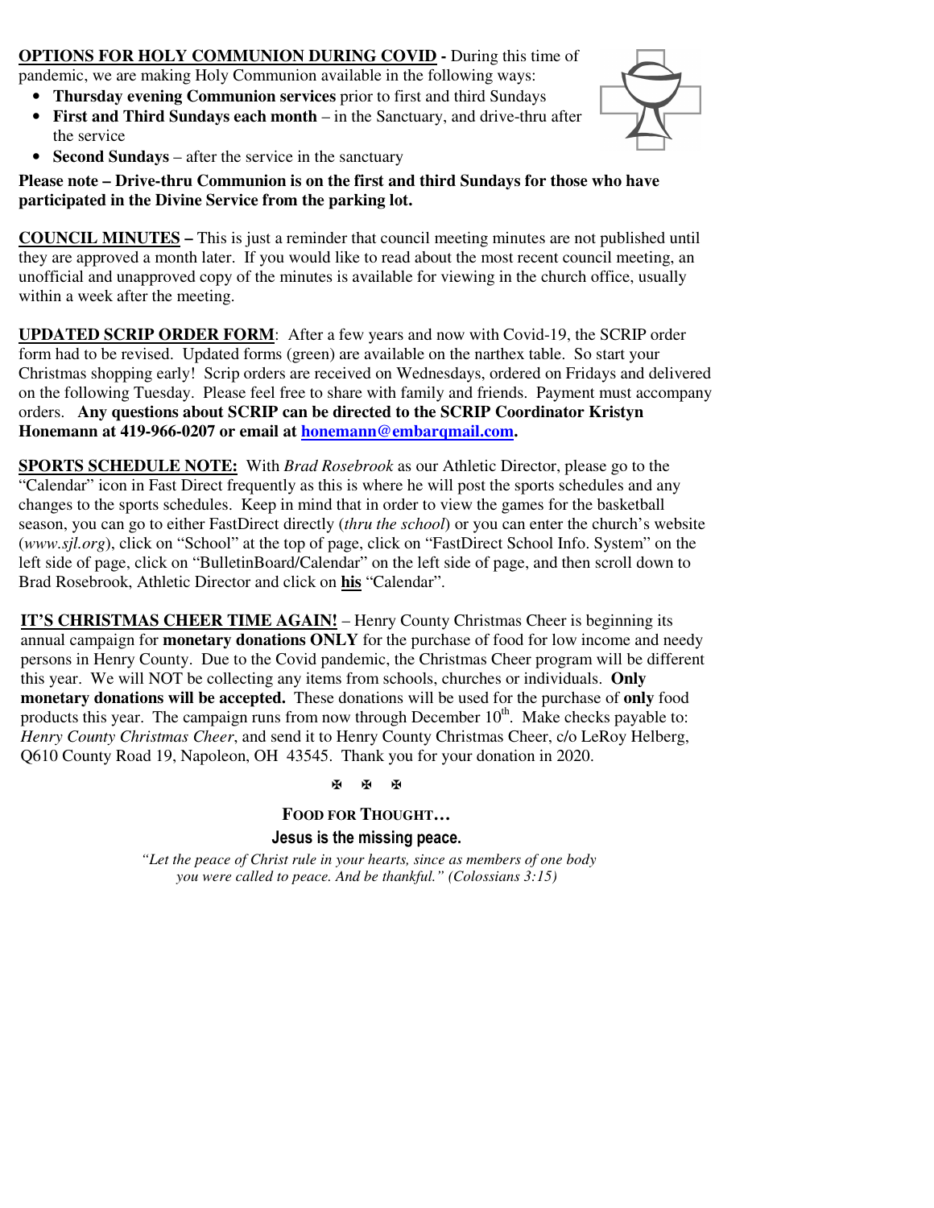**OPTIONS FOR HOLY COMMUNION DURING COVID -** During this time of pandemic, we are making Holy Communion available in the following ways:

- **Thursday evening Communion services** prior to first and third Sundays
- **First and Third Sundays each month** – in the Sanctuary, and drive-thru after the service
- **Second Sundays** – after the service in the sanctuary

**Please note – Drive-thru Communion is on the first and third Sundays for those who have participated in the Divine Service from the parking lot.**

**COUNCIL MINUTES –** This is just a reminder that council meeting minutes are not published until they are approved a month later. If you would like to read about the most recent council meeting, an unofficial and unapproved copy of the minutes is available for viewing in the church office, usually within a week after the meeting.

**UPDATED SCRIP ORDER FORM**: After a few years and now with Covid-19, the SCRIP order form had to be revised. Updated forms (green) are available on the narthex table. So start your Christmas shopping early! Scrip orders are received on Wednesdays, ordered on Fridays and delivered on the following Tuesday. Please feel free to share with family and friends. Payment must accompany orders. **Any questions about SCRIP can be directed to the SCRIP Coordinator Kristyn Honemann at 419-966-0207 or email at honemann@embarqmail.com.**

**SPORTS SCHEDULE NOTE:** With *Brad Rosebrook* as our Athletic Director, please go to the "Calendar" icon in Fast Direct frequently as this is where he will post the sports schedules and any changes to the sports schedules. Keep in mind that in order to view the games for the basketball season, you can go to either FastDirect directly (*thru the school*) or you can enter the church's website (*www.sjl.org*), click on "School" at the top of page, click on "FastDirect School Info. System" on the left side of page, click on "BulletinBoard/Calendar" on the left side of page, and then scroll down to Brad Rosebrook, Athletic Director and click on **his** "Calendar".

**IT'S CHRISTMAS CHEER TIME AGAIN!** – Henry County Christmas Cheer is beginning its annual campaign for **monetary donations ONLY** for the purchase of food for low income and needy persons in Henry County. Due to the Covid pandemic, the Christmas Cheer program will be different this year. We will NOT be collecting any items from schools, churches or individuals. **Only monetary donations will be accepted.** These donations will be used for the purchase of **only** food products this year. The campaign runs from now through December 10th. Make checks payable to: *Henry County Christmas Cheer*, and send it to Henry County Christmas Cheer, c/o LeRoy Helberg, Q610 County Road 19, Napoleon, OH 43545. Thank you for your donation in 2020.

✠ ✠ ✠

**FOOD FOR THOUGHT…**

**Jesus is the missing peace.**

*"Let the peace of Christ rule in your hearts, since as members of one body you were called to peace. And be thankful." (Colossians 3:15)*